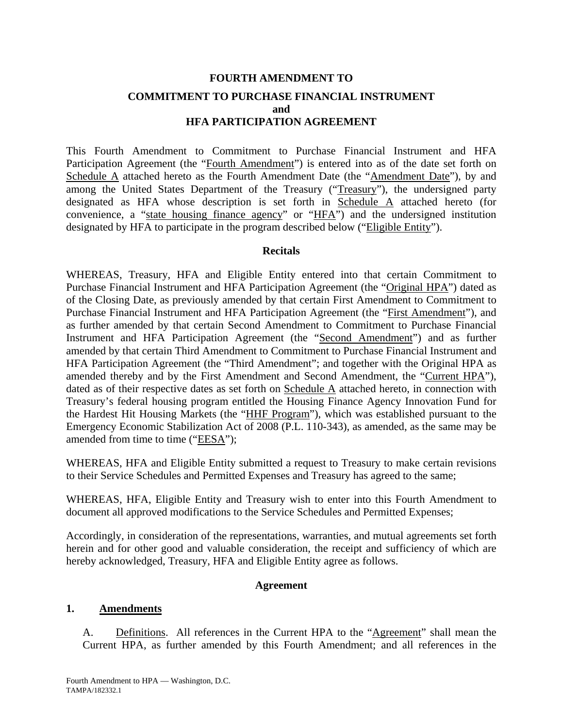**FOURTH AMENDMENT TO**

**COMMITMENT TO PURCHASE FINANCIAL INSTRUMENT**
**and**
**HFA PARTICIPATION AGREEMENT**

This Fourth Amendment to Commitment to Purchase Financial Instrument and HFA Participation Agreement (the "Fourth Amendment") is entered into as of the date set forth on Schedule A attached hereto as the Fourth Amendment Date (the "Amendment Date"), by and among the United States Department of the Treasury ("Treasury"), the undersigned party designated as HFA whose description is set forth in Schedule A attached hereto (for convenience, a "state housing finance agency" or "HFA") and the undersigned institution designated by HFA to participate in the program described below ("Eligible Entity").

**Recitals**

WHEREAS, Treasury, HFA and Eligible Entity entered into that certain Commitment to Purchase Financial Instrument and HFA Participation Agreement (the "Original HPA") dated as of the Closing Date, as previously amended by that certain First Amendment to Commitment to Purchase Financial Instrument and HFA Participation Agreement (the "First Amendment"), and as further amended by that certain Second Amendment to Commitment to Purchase Financial Instrument and HFA Participation Agreement (the "Second Amendment") and as further amended by that certain Third Amendment to Commitment to Purchase Financial Instrument and HFA Participation Agreement (the "Third Amendment"; and together with the Original HPA as amended thereby and by the First Amendment and Second Amendment, the "Current HPA"), dated as of their respective dates as set forth on Schedule A attached hereto, in connection with Treasury's federal housing program entitled the Housing Finance Agency Innovation Fund for the Hardest Hit Housing Markets (the "HHF Program"), which was established pursuant to the Emergency Economic Stabilization Act of 2008 (P.L. 110-343), as amended, as the same may be amended from time to time ("EESA");

WHEREAS, HFA and Eligible Entity submitted a request to Treasury to make certain revisions to their Service Schedules and Permitted Expenses and Treasury has agreed to the same;

WHEREAS, HFA, Eligible Entity and Treasury wish to enter into this Fourth Amendment to document all approved modifications to the Service Schedules and Permitted Expenses;

Accordingly, in consideration of the representations, warranties, and mutual agreements set forth herein and for other good and valuable consideration, the receipt and sufficiency of which are hereby acknowledged, Treasury, HFA and Eligible Entity agree as follows.

**Agreement**

**1. Amendments**

A. Definitions. All references in the Current HPA to the "Agreement" shall mean the Current HPA, as further amended by this Fourth Amendment; and all references in the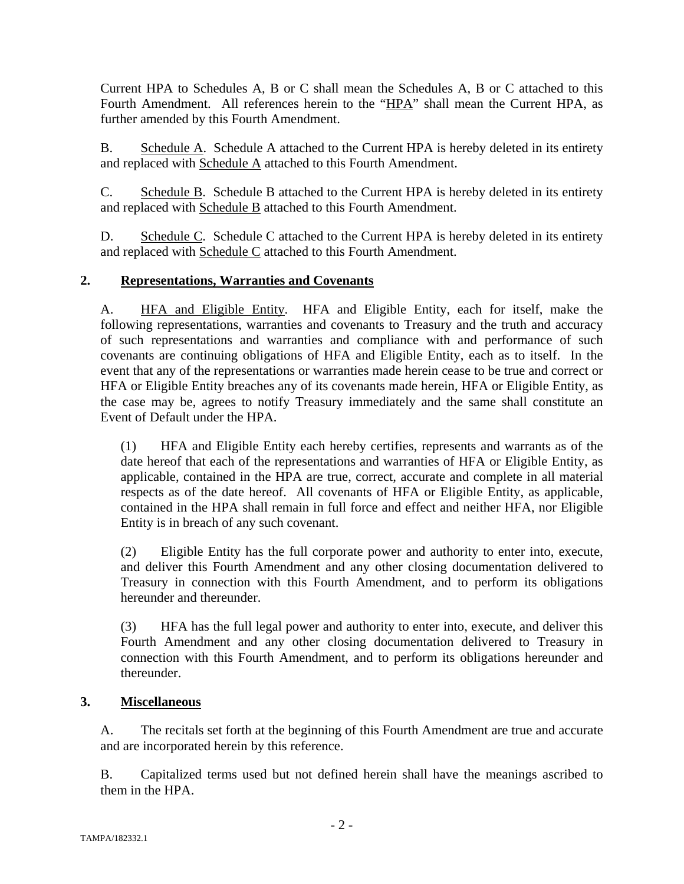Current HPA to Schedules A, B or C shall mean the Schedules A, B or C attached to this Fourth Amendment. All references herein to the "HPA" shall mean the Current HPA, as further amended by this Fourth Amendment.

B. Schedule A. Schedule A attached to the Current HPA is hereby deleted in its entirety and replaced with Schedule A attached to this Fourth Amendment.

C. Schedule B. Schedule B attached to the Current HPA is hereby deleted in its entirety and replaced with Schedule B attached to this Fourth Amendment.

D. Schedule C. Schedule C attached to the Current HPA is hereby deleted in its entirety and replaced with Schedule C attached to this Fourth Amendment.

## 2. Representations, Warranties and Covenants

A. HFA and Eligible Entity. HFA and Eligible Entity, each for itself, make the following representations, warranties and covenants to Treasury and the truth and accuracy of such representations and warranties and compliance with and performance of such covenants are continuing obligations of HFA and Eligible Entity, each as to itself. In the event that any of the representations or warranties made herein cease to be true and correct or HFA or Eligible Entity breaches any of its covenants made herein, HFA or Eligible Entity, as the case may be, agrees to notify Treasury immediately and the same shall constitute an Event of Default under the HPA.

(1) HFA and Eligible Entity each hereby certifies, represents and warrants as of the date hereof that each of the representations and warranties of HFA or Eligible Entity, as applicable, contained in the HPA are true, correct, accurate and complete in all material respects as of the date hereof. All covenants of HFA or Eligible Entity, as applicable, contained in the HPA shall remain in full force and effect and neither HFA, nor Eligible Entity is in breach of any such covenant.

(2) Eligible Entity has the full corporate power and authority to enter into, execute, and deliver this Fourth Amendment and any other closing documentation delivered to Treasury in connection with this Fourth Amendment, and to perform its obligations hereunder and thereunder.

(3) HFA has the full legal power and authority to enter into, execute, and deliver this Fourth Amendment and any other closing documentation delivered to Treasury in connection with this Fourth Amendment, and to perform its obligations hereunder and thereunder.

## 3. Miscellaneous

A. The recitals set forth at the beginning of this Fourth Amendment are true and accurate and are incorporated herein by this reference.

B. Capitalized terms used but not defined herein shall have the meanings ascribed to them in the HPA.

TAMPA/182332.1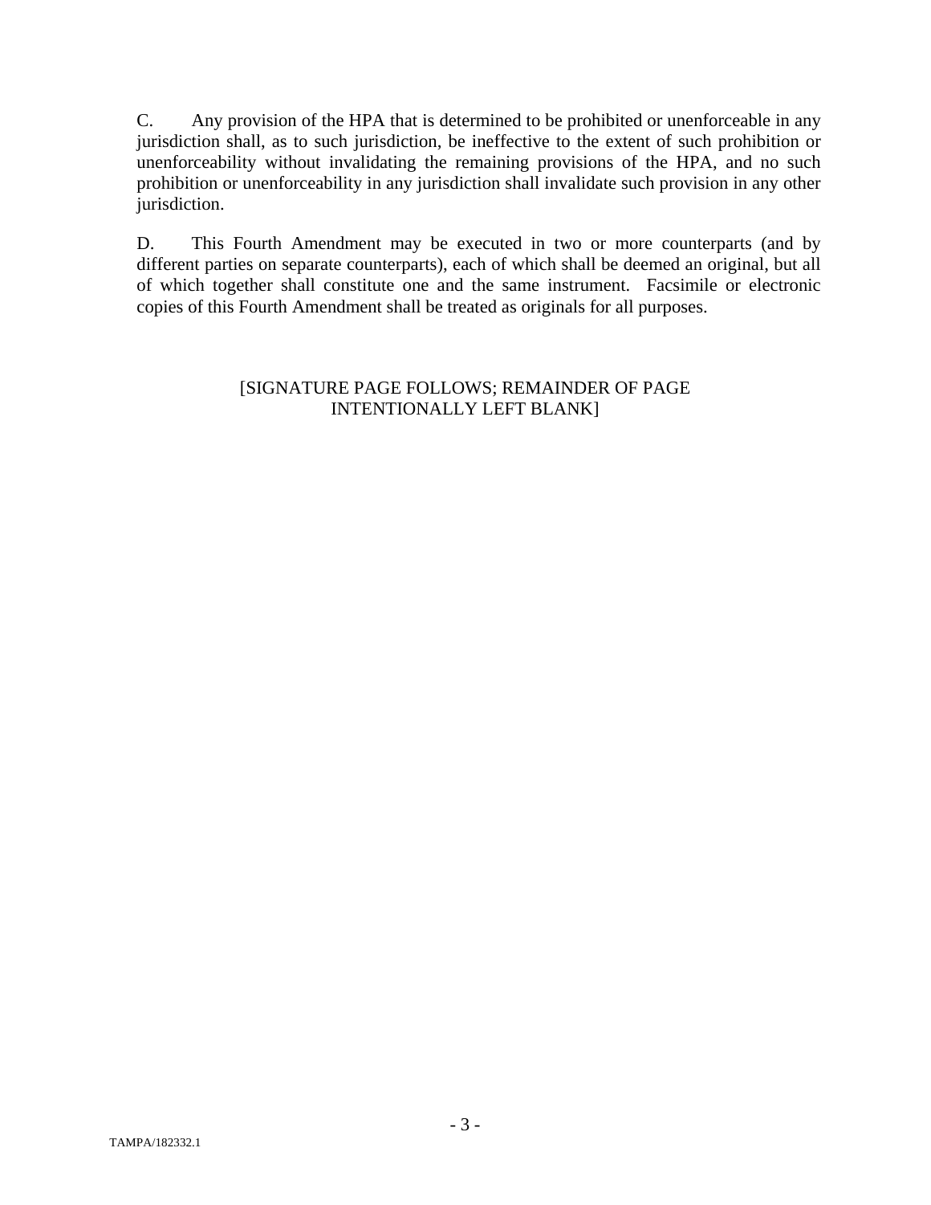C. Any provision of the HPA that is determined to be prohibited or unenforceable in any jurisdiction shall, as to such jurisdiction, be ineffective to the extent of such prohibition or unenforceability without invalidating the remaining provisions of the HPA, and no such prohibition or unenforceability in any jurisdiction shall invalidate such provision in any other jurisdiction.

D. This Fourth Amendment may be executed in two or more counterparts (and by different parties on separate counterparts), each of which shall be deemed an original, but all of which together shall constitute one and the same instrument. Facsimile or electronic copies of this Fourth Amendment shall be treated as originals for all purposes.

[SIGNATURE PAGE FOLLOWS; REMAINDER OF PAGE INTENTIONALLY LEFT BLANK]

TAMPA/182332.1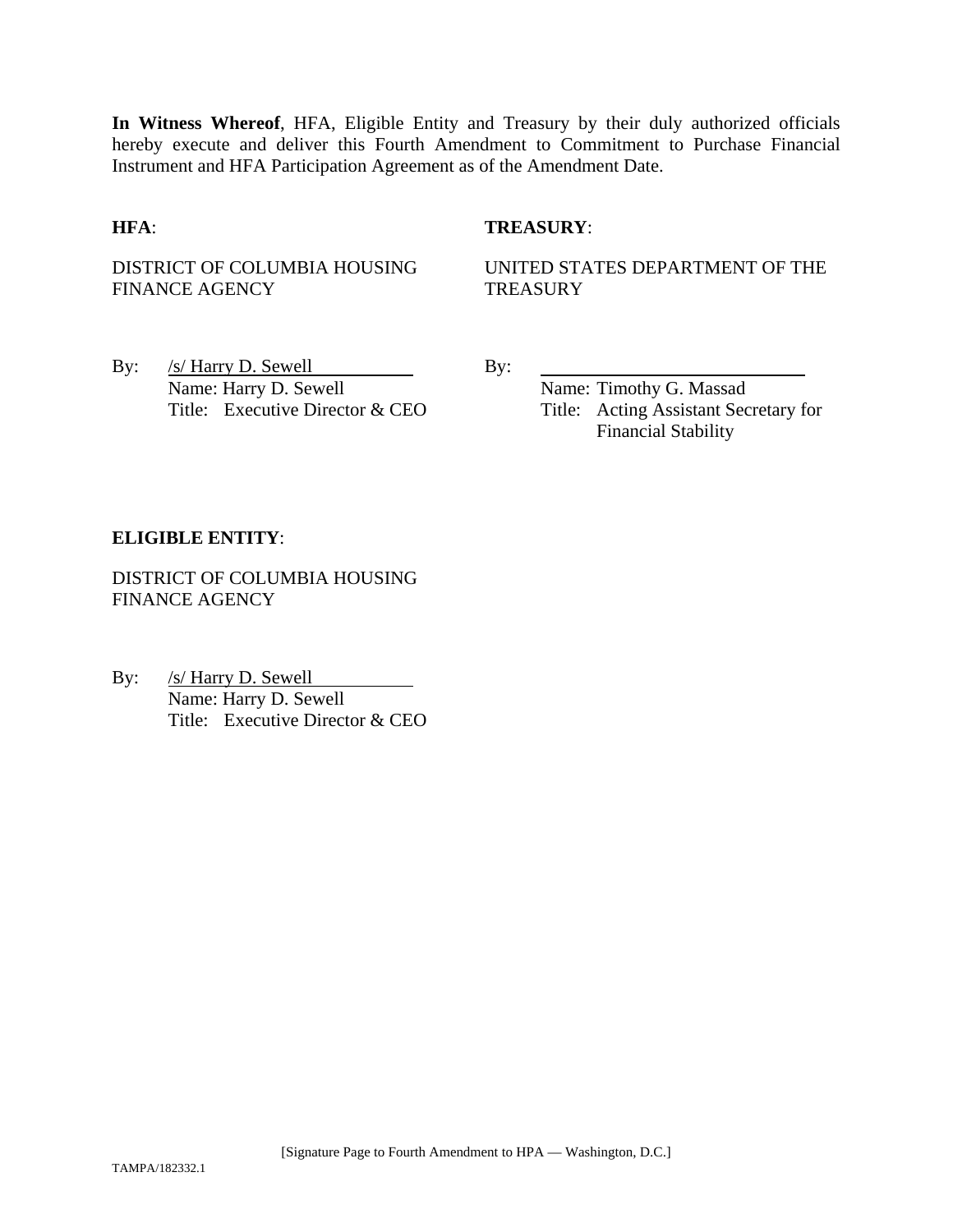**In Witness Whereof**, HFA, Eligible Entity and Treasury by their duly authorized officials hereby execute and deliver this Fourth Amendment to Commitment to Purchase Financial Instrument and HFA Participation Agreement as of the Amendment Date.

**HFA**:

DISTRICT OF COLUMBIA HOUSING FINANCE AGENCY

By: /s/ Harry D. Sewell
Name: Harry D. Sewell
Title: Executive Director & CEO

**TREASURY**:

UNITED STATES DEPARTMENT OF THE TREASURY

By: ______________________________
Name: Timothy G. Massad
Title: Acting Assistant Secretary for Financial Stability

**ELIGIBLE ENTITY**:

DISTRICT OF COLUMBIA HOUSING FINANCE AGENCY

By: /s/ Harry D. Sewell
Name: Harry D. Sewell
Title: Executive Director & CEO

[Signature Page to Fourth Amendment to HPA — Washington, D.C.]

TAMPA/182332.1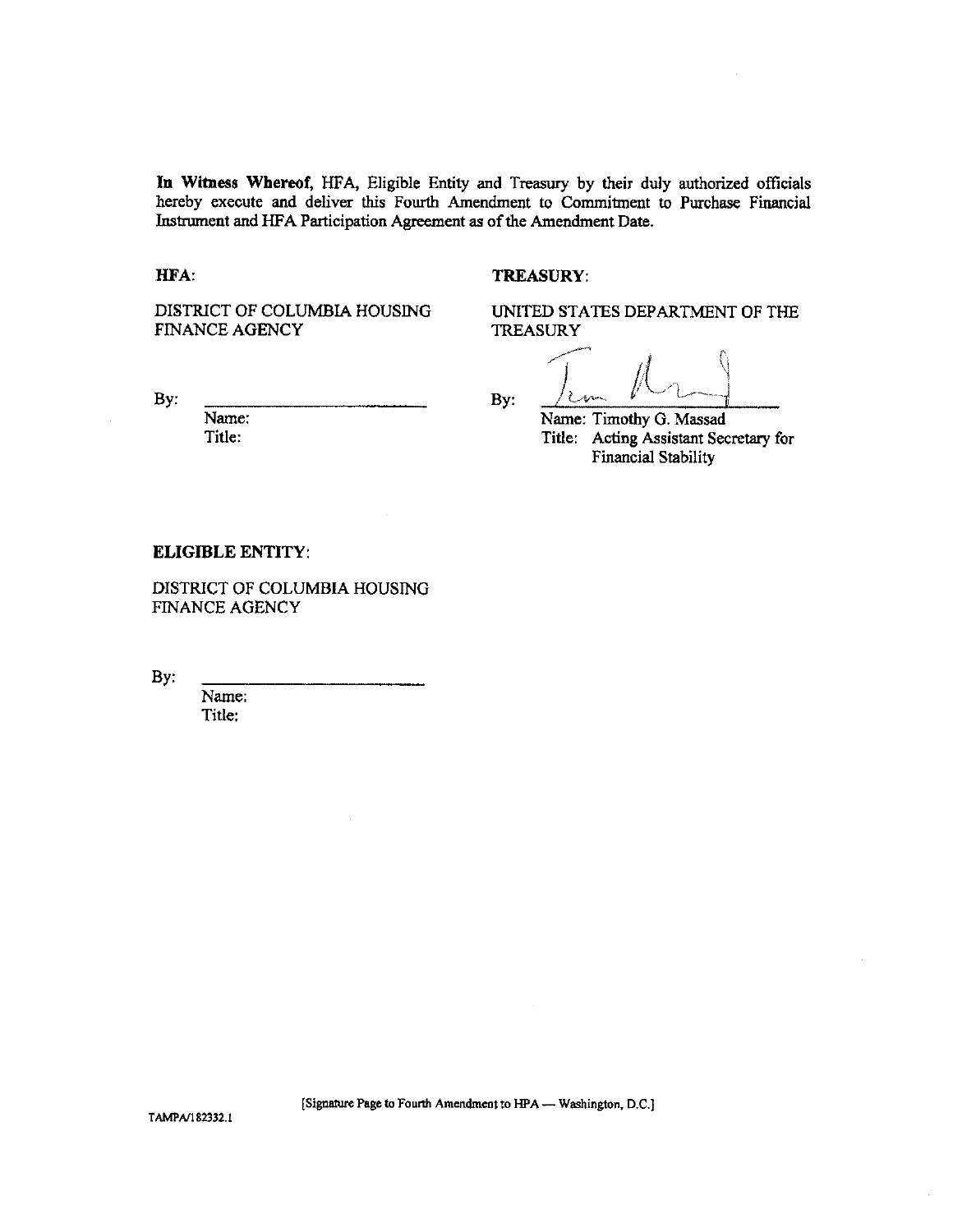**In Witness Whereof**, HFA, Eligible Entity and Treasury by their duly authorized officials hereby execute and deliver this Fourth Amendment to Commitment to Purchase Financial Instrument and HFA Participation Agreement as of the Amendment Date.

**HFA**:

DISTRICT OF COLUMBIA HOUSING FINANCE AGENCY

By: ______________________

Name:
Title:

**TREASURY**:

UNITED STATES DEPARTMENT OF THE TREASURY

By: ______________________

Name: Timothy G. Massad
Title: Acting Assistant Secretary for Financial Stability

**ELIGIBLE ENTITY**:

DISTRICT OF COLUMBIA HOUSING FINANCE AGENCY

By: ______________________

Name:
Title:

[Signature Page to Fourth Amendment to HPA — Washington, D.C.]

TAMPA/182332.1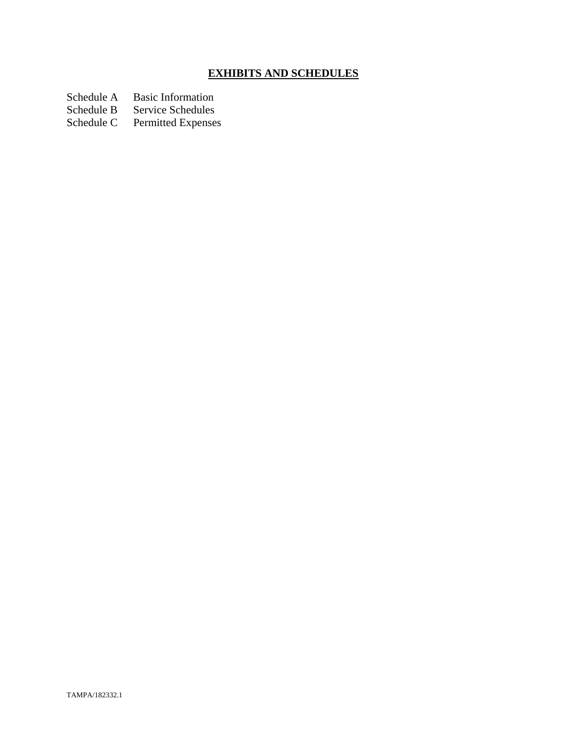# EXHIBITS AND SCHEDULES

| | |
|---|---|
| Schedule A | Basic Information |
| Schedule B | Service Schedules |
| Schedule C | Permitted Expenses |

TAMPA/182332.1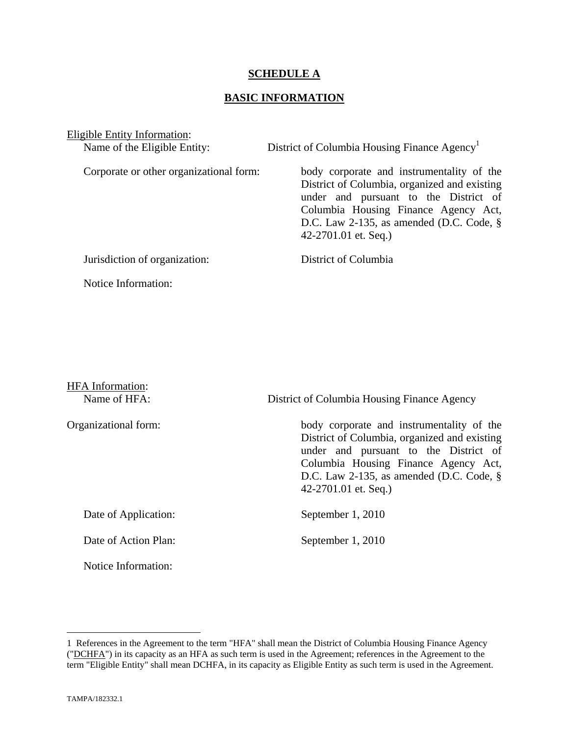# SCHEDULE A

## BASIC INFORMATION

Eligible Entity Information:

Name of the Eligible Entity: District of Columbia Housing Finance Agency[1]

Corporate or other organizational form: body corporate and instrumentality of the District of Columbia, organized and existing under and pursuant to the District of Columbia Housing Finance Agency Act, D.C. Law 2-135, as amended (D.C. Code, § 42-2701.01 et. Seq.)

Jurisdiction of organization: District of Columbia

Notice Information:

HFA Information:

Name of HFA: District of Columbia Housing Finance Agency

Organizational form: body corporate and instrumentality of the District of Columbia, organized and existing under and pursuant to the District of Columbia Housing Finance Agency Act, D.C. Law 2-135, as amended (D.C. Code, § 42-2701.01 et. Seq.)

Date of Application: September 1, 2010

Date of Action Plan: September 1, 2010

Notice Information:

---

1 References in the Agreement to the term "HFA" shall mean the District of Columbia Housing Finance Agency ("DCHFA") in its capacity as an HFA as such term is used in the Agreement; references in the Agreement to the term "Eligible Entity" shall mean DCHFA, in its capacity as Eligible Entity as such term is used in the Agreement.

TAMPA/182332.1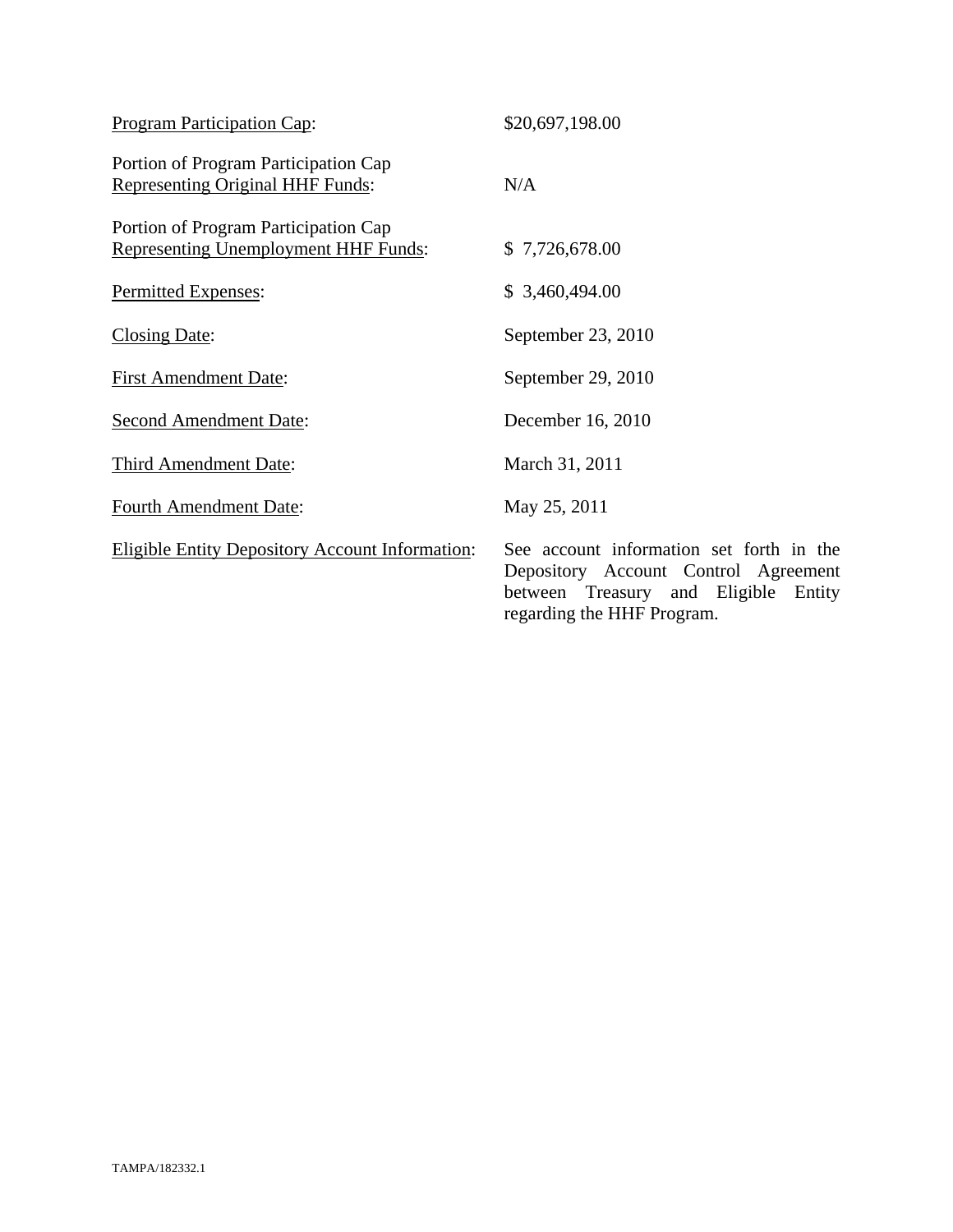| | |
|---|---|
| Program Participation Cap: | $20,697,198.00 |
| Portion of Program Participation Cap Representing Original HHF Funds: | N/A |
| Portion of Program Participation Cap Representing Unemployment HHF Funds: | $ 7,726,678.00 |
| Permitted Expenses: | $ 3,460,494.00 |
| Closing Date: | September 23, 2010 |
| First Amendment Date: | September 29, 2010 |
| Second Amendment Date: | December 16, 2010 |
| Third Amendment Date: | March 31, 2011 |
| Fourth Amendment Date: | May 25, 2011 |
| Eligible Entity Depository Account Information: | See account information set forth in the Depository Account Control Agreement between Treasury and Eligible Entity regarding the HHF Program. |

TAMPA/182332.1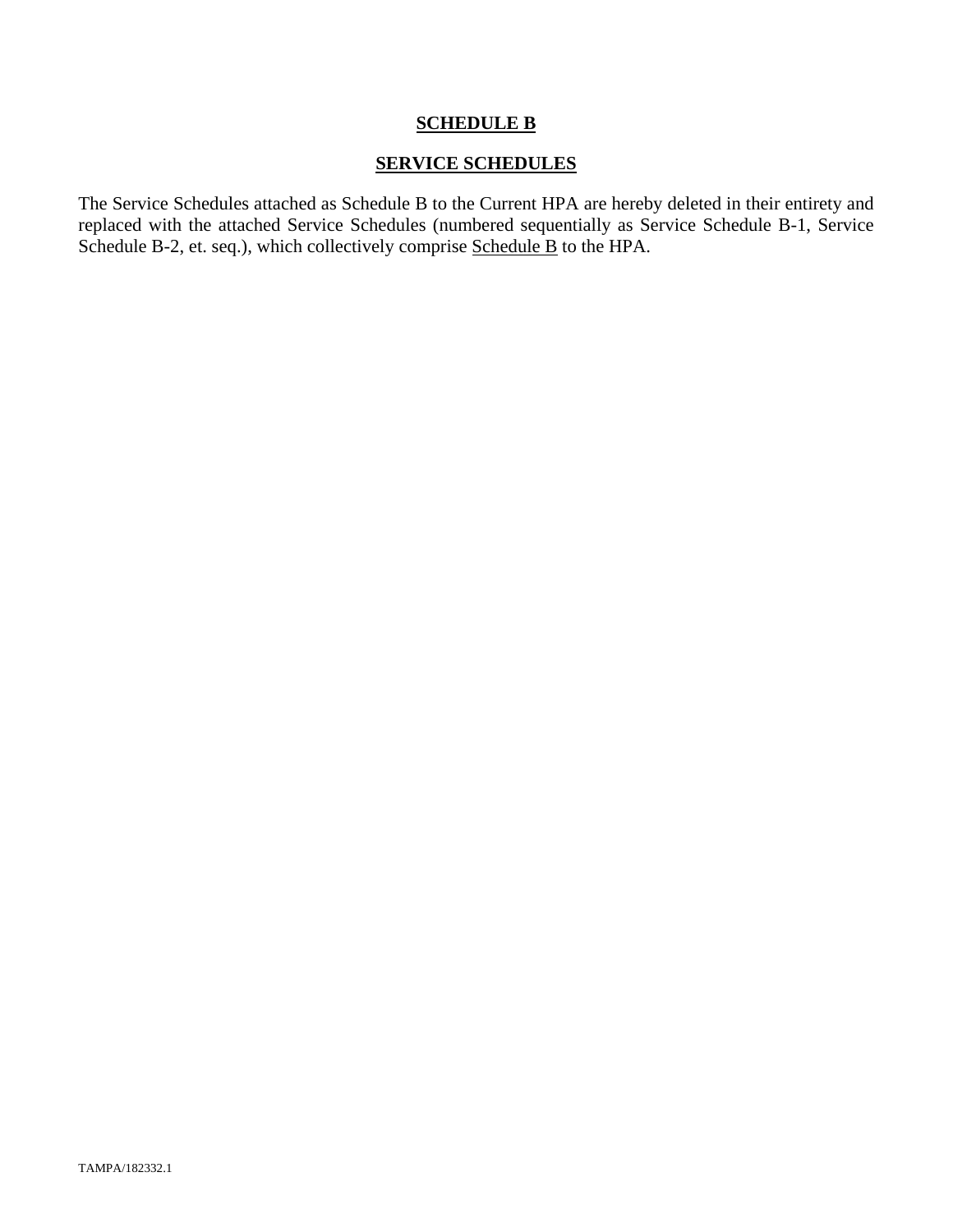# **SCHEDULE B**

## **SERVICE SCHEDULES**

The Service Schedules attached as Schedule B to the Current HPA are hereby deleted in their entirety and replaced with the attached Service Schedules (numbered sequentially as Service Schedule B-1, Service Schedule B-2, et. seq.), which collectively comprise Schedule B to the HPA.

TAMPA/182332.1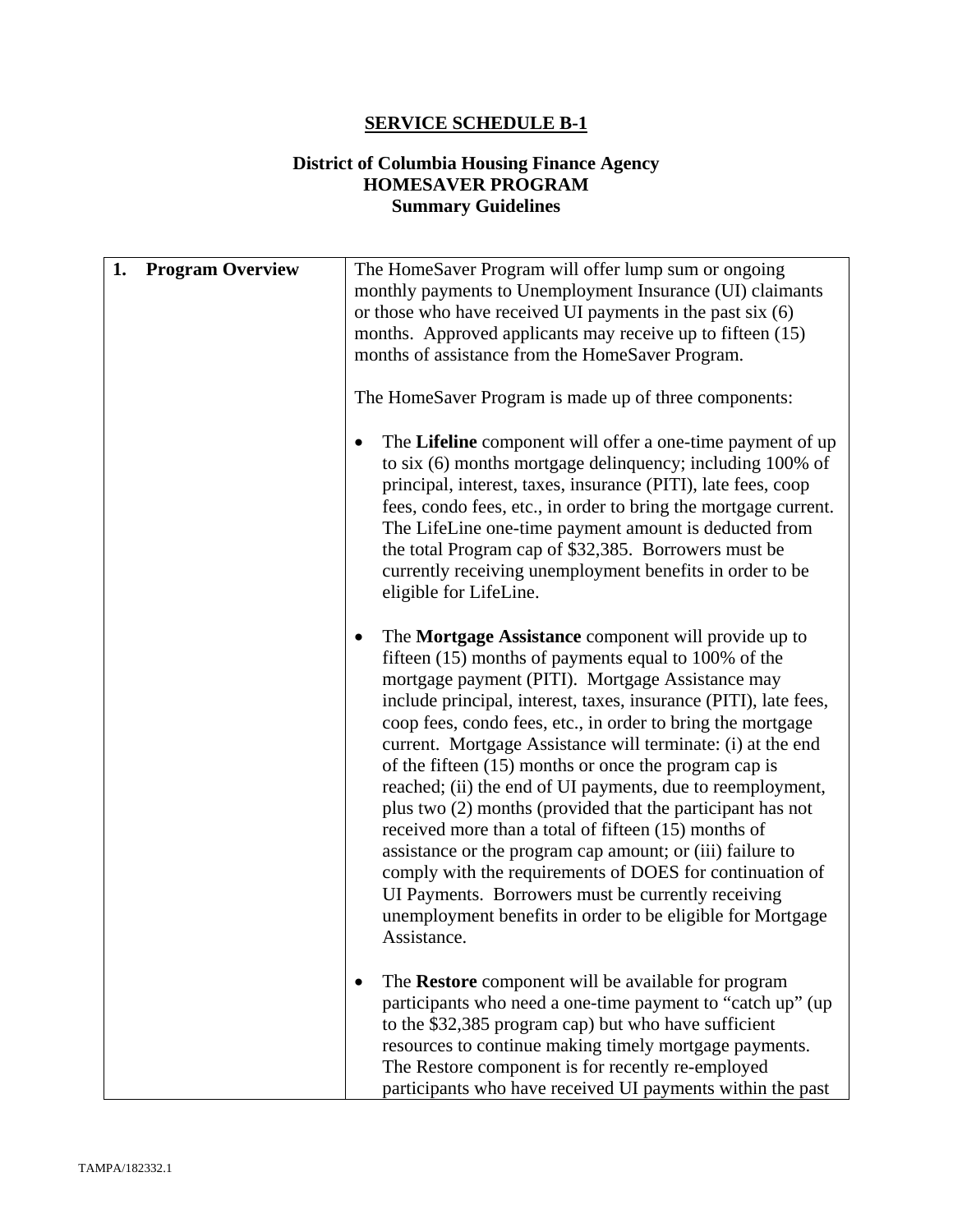## SERVICE SCHEDULE B-1

### District of Columbia Housing Finance Agency
### HOMESAVER PROGRAM
### Summary Guidelines

| 1. **Program Overview** | The HomeSaver Program will offer lump sum or ongoing monthly payments to Unemployment Insurance (UI) claimants or those who have received UI payments in the past six (6) months. Approved applicants may receive up to fifteen (15) months of assistance from the HomeSaver Program.<br><br>The HomeSaver Program is made up of three components:<br><br>• The **Lifeline** component will offer a one-time payment of up to six (6) months mortgage delinquency; including 100% of principal, interest, taxes, insurance (PITI), late fees, coop fees, condo fees, etc., in order to bring the mortgage current. The LifeLine one-time payment amount is deducted from the total Program cap of $32,385. Borrowers must be currently receiving unemployment benefits in order to be eligible for LifeLine.<br><br>• The **Mortgage Assistance** component will provide up to fifteen (15) months of payments equal to 100% of the mortgage payment (PITI). Mortgage Assistance may include principal, interest, taxes, insurance (PITI), late fees, coop fees, condo fees, etc., in order to bring the mortgage current. Mortgage Assistance will terminate: (i) at the end of the fifteen (15) months or once the program cap is reached; (ii) the end of UI payments, due to reemployment, plus two (2) months (provided that the participant has not received more than a total of fifteen (15) months of assistance or the program cap amount; or (iii) failure to comply with the requirements of DOES for continuation of UI Payments. Borrowers must be currently receiving unemployment benefits in order to be eligible for Mortgage Assistance.<br><br>• The **Restore** component will be available for program participants who need a one-time payment to "catch up" (up to the $32,385 program cap) but who have sufficient resources to continue making timely mortgage payments. The Restore component is for recently re-employed participants who have received UI payments within the past |
|---|---|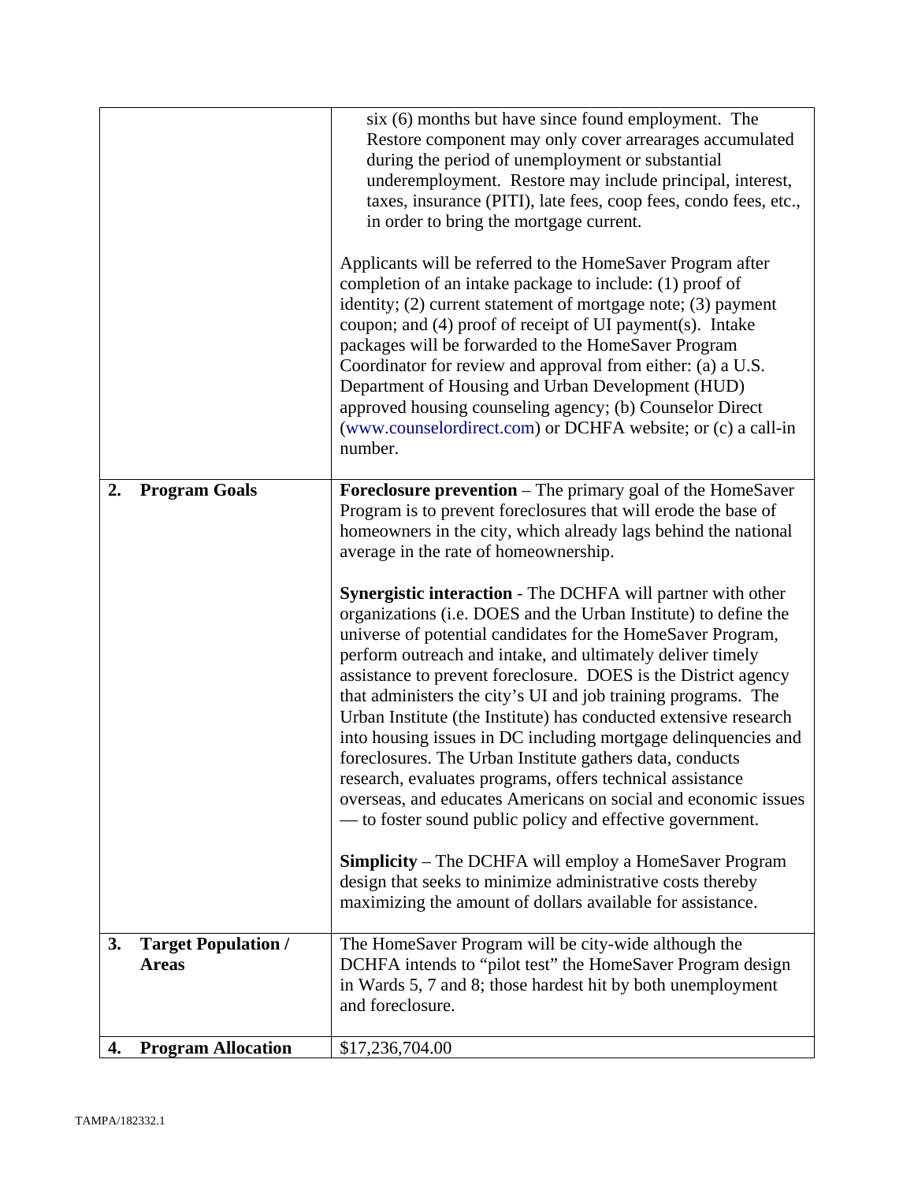| | |
|---|---|
| | six (6) months but have since found employment. The Restore component may only cover arrearages accumulated during the period of unemployment or substantial underemployment. Restore may include principal, interest, taxes, insurance (PITI), late fees, coop fees, condo fees, etc., in order to bring the mortgage current.<br><br>Applicants will be referred to the HomeSaver Program after completion of an intake package to include: (1) proof of identity; (2) current statement of mortgage note; (3) payment coupon; and (4) proof of receipt of UI payment(s). Intake packages will be forwarded to the HomeSaver Program Coordinator for review and approval from either: (a) a U.S. Department of Housing and Urban Development (HUD) approved housing counseling agency; (b) Counselor Direct (www.counselordirect.com) or DCHFA website; or (c) a call-in number. |
| **2. Program Goals** | **Foreclosure prevention** – The primary goal of the HomeSaver Program is to prevent foreclosures that will erode the base of homeowners in the city, which already lags behind the national average in the rate of homeownership.<br><br>**Synergistic interaction** - The DCHFA will partner with other organizations (i.e. DOES and the Urban Institute) to define the universe of potential candidates for the HomeSaver Program, perform outreach and intake, and ultimately deliver timely assistance to prevent foreclosure. DOES is the District agency that administers the city's UI and job training programs. The Urban Institute (the Institute) has conducted extensive research into housing issues in DC including mortgage delinquencies and foreclosures. The Urban Institute gathers data, conducts research, evaluates programs, offers technical assistance overseas, and educates Americans on social and economic issues — to foster sound public policy and effective government.<br><br>**Simplicity** – The DCHFA will employ a HomeSaver Program design that seeks to minimize administrative costs thereby maximizing the amount of dollars available for assistance. |
| **3. Target Population / Areas** | The HomeSaver Program will be city-wide although the DCHFA intends to "pilot test" the HomeSaver Program design in Wards 5, 7 and 8; those hardest hit by both unemployment and foreclosure. |
| **4. Program Allocation** | $17,236,704.00 |

TAMPA/182332.1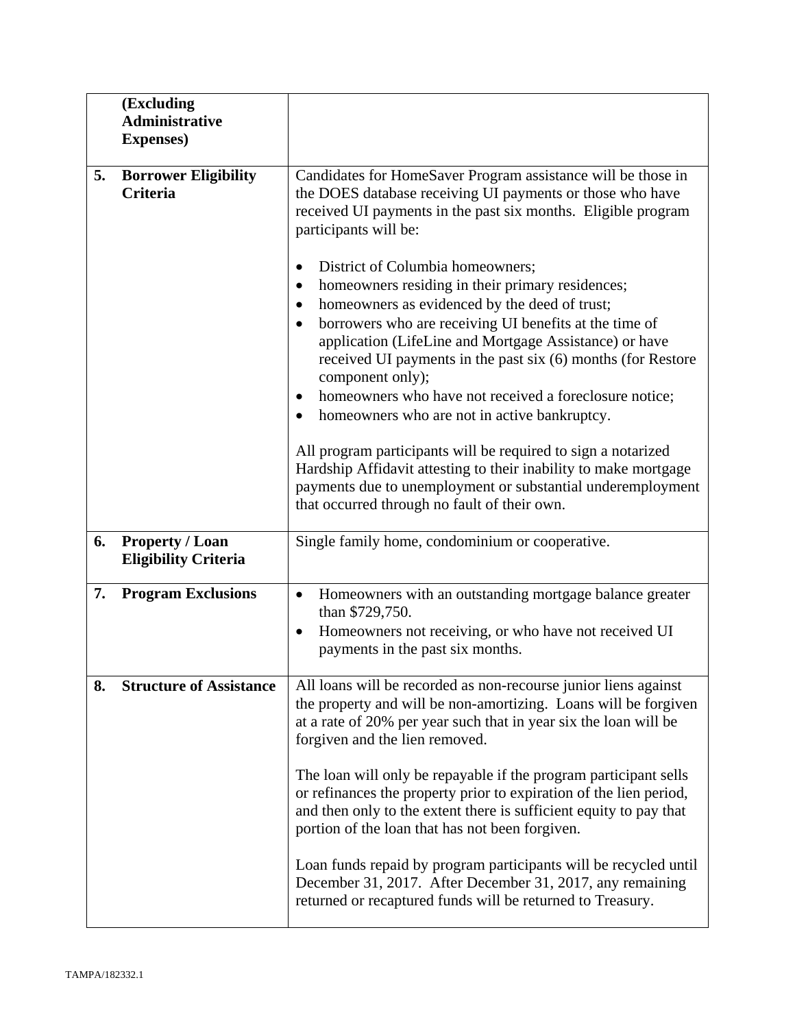| | | |
|---|---|---|
| | **(Excluding Administrative Expenses)** | |
| **5.** | **Borrower Eligibility Criteria** | Candidates for HomeSaver Program assistance will be those in the DOES database receiving UI payments or those who have received UI payments in the past six months. Eligible program participants will be:<br><br>• District of Columbia homeowners;<br>• homeowners residing in their primary residences;<br>• homeowners as evidenced by the deed of trust;<br>• borrowers who are receiving UI benefits at the time of application (LifeLine and Mortgage Assistance) or have received UI payments in the past six (6) months (for Restore component only);<br>• homeowners who have not received a foreclosure notice;<br>• homeowners who are not in active bankruptcy.<br><br>All program participants will be required to sign a notarized Hardship Affidavit attesting to their inability to make mortgage payments due to unemployment or substantial underemployment that occurred through no fault of their own. |
| **6.** | **Property / Loan Eligibility Criteria** | Single family home, condominium or cooperative. |
| **7.** | **Program Exclusions** | • Homeowners with an outstanding mortgage balance greater than $729,750.<br>• Homeowners not receiving, or who have not received UI payments in the past six months. |
| **8.** | **Structure of Assistance** | All loans will be recorded as non-recourse junior liens against the property and will be non-amortizing. Loans will be forgiven at a rate of 20% per year such that in year six the loan will be forgiven and the lien removed.<br><br>The loan will only be repayable if the program participant sells or refinances the property prior to expiration of the lien period, and then only to the extent there is sufficient equity to pay that portion of the loan that has not been forgiven.<br><br>Loan funds repaid by program participants will be recycled until December 31, 2017. After December 31, 2017, any remaining returned or recaptured funds will be returned to Treasury. |

TAMPA/182332.1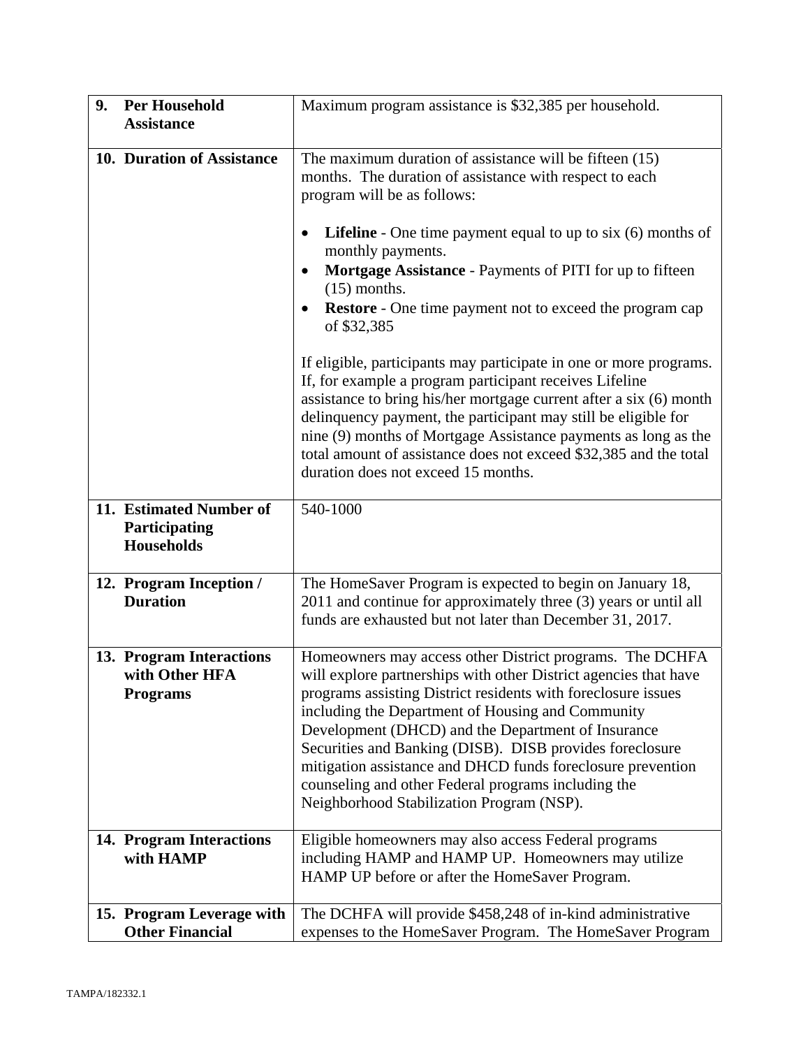| | |
|---|---|
| **9. Per Household Assistance** | Maximum program assistance is \$32,385 per household. |
| **10. Duration of Assistance** | The maximum duration of assistance will be fifteen (15) months. The duration of assistance with respect to each program will be as follows:<br><br>• **Lifeline** - One time payment equal to up to six (6) months of monthly payments.<br>• **Mortgage Assistance** - Payments of PITI for up to fifteen (15) months.<br>• **Restore** - One time payment not to exceed the program cap of \$32,385<br><br>If eligible, participants may participate in one or more programs. If, for example a program participant receives Lifeline assistance to bring his/her mortgage current after a six (6) month delinquency payment, the participant may still be eligible for nine (9) months of Mortgage Assistance payments as long as the total amount of assistance does not exceed \$32,385 and the total duration does not exceed 15 months. |
| **11. Estimated Number of Participating Households** | 540-1000 |
| **12. Program Inception / Duration** | The HomeSaver Program is expected to begin on January 18, 2011 and continue for approximately three (3) years or until all funds are exhausted but not later than December 31, 2017. |
| **13. Program Interactions with Other HFA Programs** | Homeowners may access other District programs. The DCHFA will explore partnerships with other District agencies that have programs assisting District residents with foreclosure issues including the Department of Housing and Community Development (DHCD) and the Department of Insurance Securities and Banking (DISB). DISB provides foreclosure mitigation assistance and DHCD funds foreclosure prevention counseling and other Federal programs including the Neighborhood Stabilization Program (NSP). |
| **14. Program Interactions with HAMP** | Eligible homeowners may also access Federal programs including HAMP and HAMP UP. Homeowners may utilize HAMP UP before or after the HomeSaver Program. |
| **15. Program Leverage with Other Financial** | The DCHFA will provide \$458,248 of in-kind administrative expenses to the HomeSaver Program. The HomeSaver Program |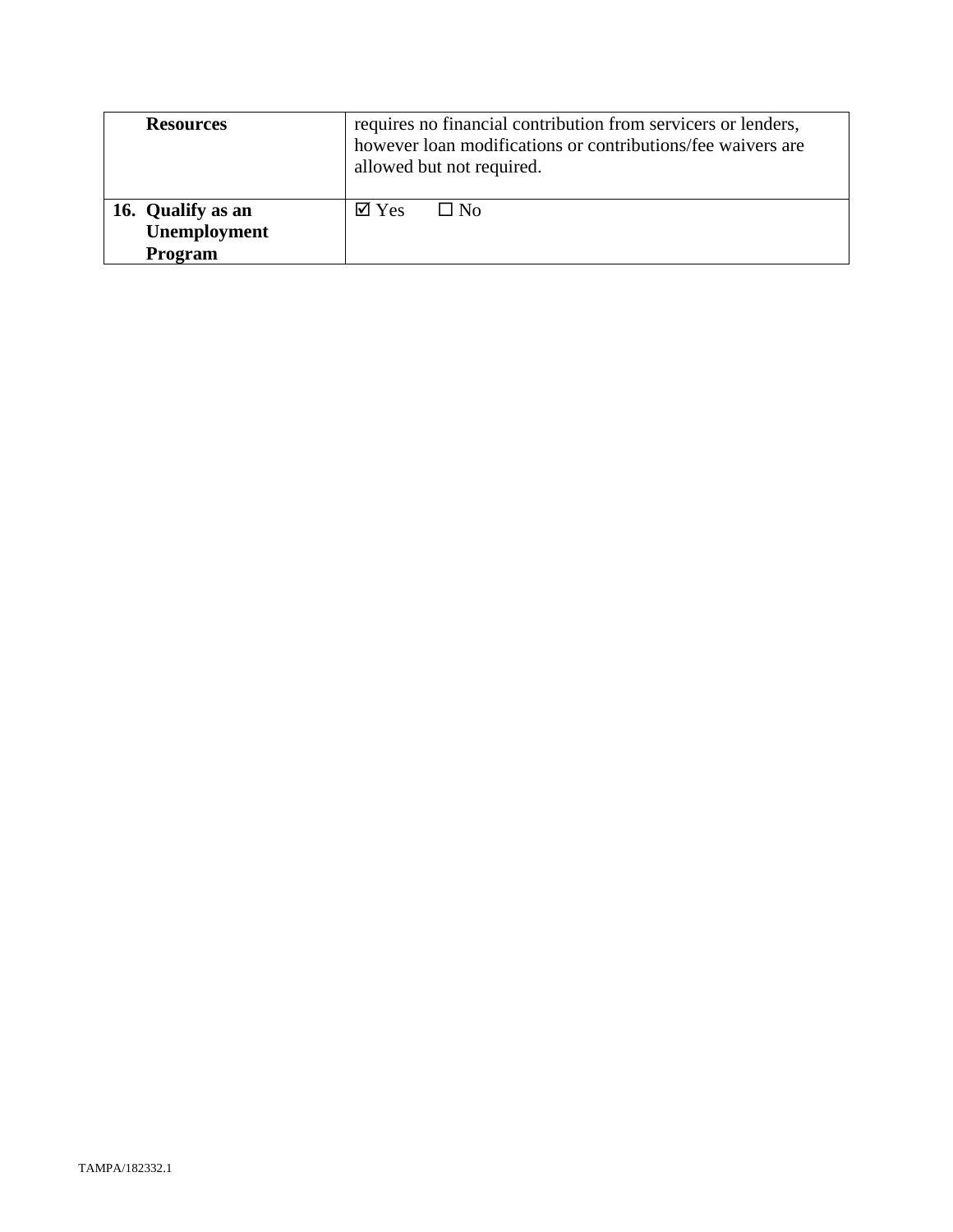| | |
|---|---|
| **Resources** | requires no financial contribution from servicers or lenders, however loan modifications or contributions/fee waivers are allowed but not required. |
| **16. Qualify as an Unemployment Program** | ☑ Yes ☐ No |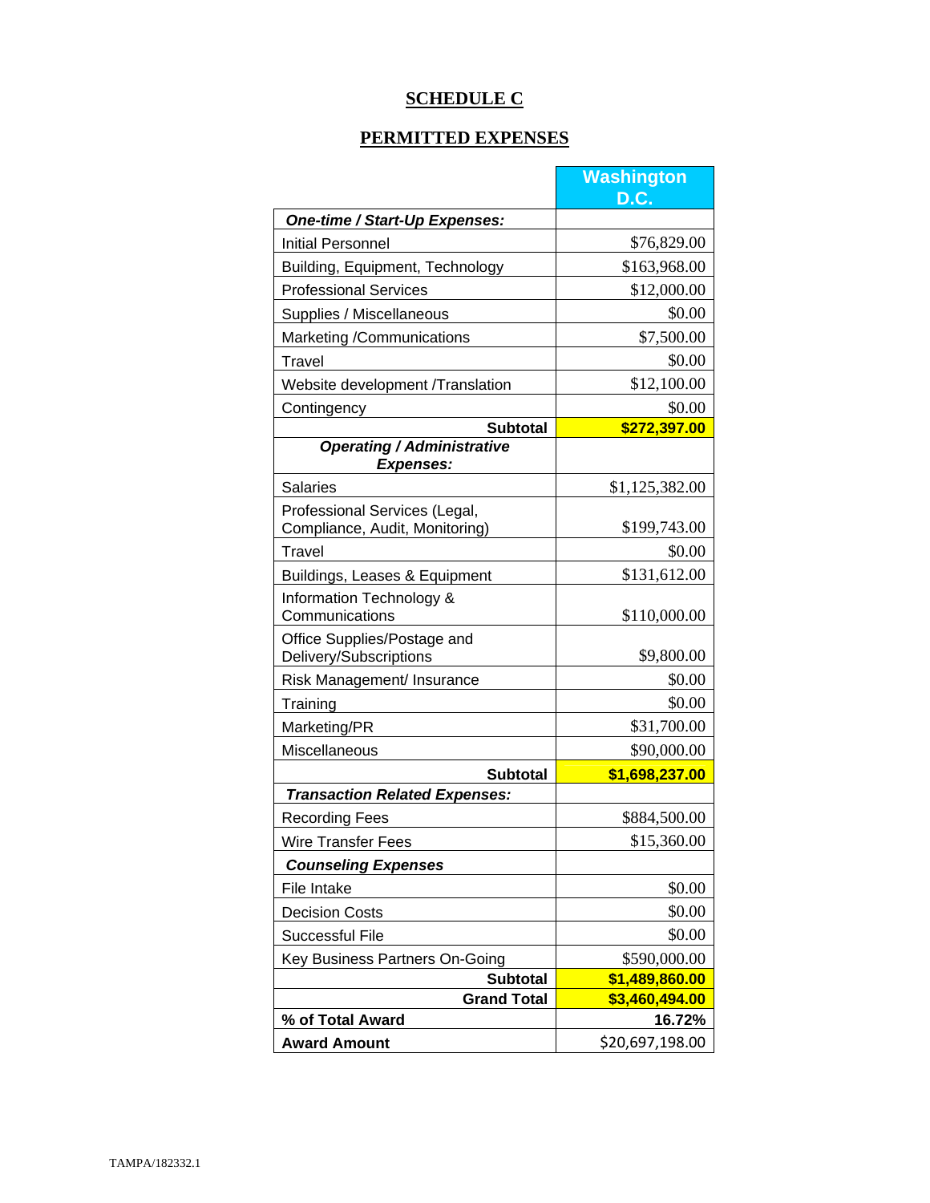# SCHEDULE C

## PERMITTED EXPENSES

| | Washington D.C. |
|---|---|
| ***One-time / Start-Up Expenses:*** | |
| Initial Personnel | $76,829.00 |
| Building, Equipment, Technology | $163,968.00 |
| Professional Services | $12,000.00 |
| Supplies / Miscellaneous | $0.00 |
| Marketing /Communications | $7,500.00 |
| Travel | $0.00 |
| Website development /Translation | $12,100.00 |
| Contingency | $0.00 |
| **Subtotal** | **$272,397.00** |
| ***Operating / Administrative Expenses:*** | |
| Salaries | $1,125,382.00 |
| Professional Services (Legal, Compliance, Audit, Monitoring) | $199,743.00 |
| Travel | $0.00 |
| Buildings, Leases & Equipment | $131,612.00 |
| Information Technology & Communications | $110,000.00 |
| Office Supplies/Postage and Delivery/Subscriptions | $9,800.00 |
| Risk Management/ Insurance | $0.00 |
| Training | $0.00 |
| Marketing/PR | $31,700.00 |
| Miscellaneous | $90,000.00 |
| **Subtotal** | **$1,698,237.00** |
| ***Transaction Related Expenses:*** | |
| Recording Fees | $884,500.00 |
| Wire Transfer Fees | $15,360.00 |
| ***Counseling Expenses*** | |
| File Intake | $0.00 |
| Decision Costs | $0.00 |
| Successful File | $0.00 |
| Key Business Partners On-Going | $590,000.00 |
| **Subtotal** | **$1,489,860.00** |
| **Grand Total** | **$3,460,494.00** |
| **% of Total Award** | **16.72%** |
| **Award Amount** | $20,697,198.00 |

TAMPA/182332.1